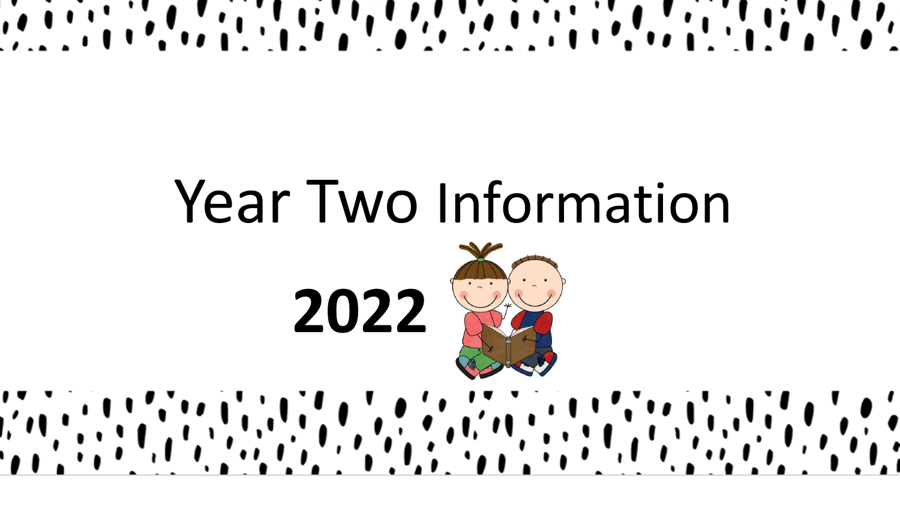# Year Two Information

**2022**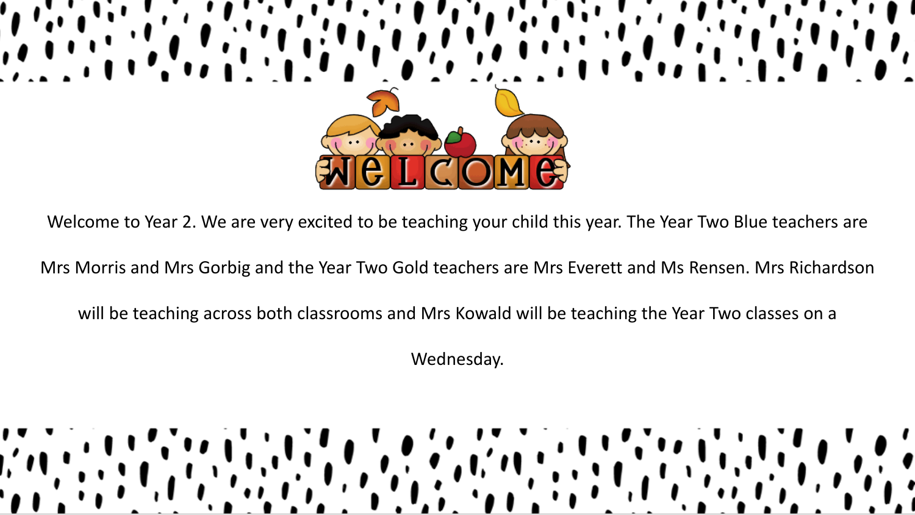# WELCOME

Welcome to Year 2. We are very excited to be teaching your child this year. The Year Two Blue teachers are Mrs Morris and Mrs Gorbig and the Year Two Gold teachers are Mrs Everett and Ms Rensen. Mrs Richardson will be teaching across both classrooms and Mrs Kowald will be teaching the Year Two classes on a Wednesday.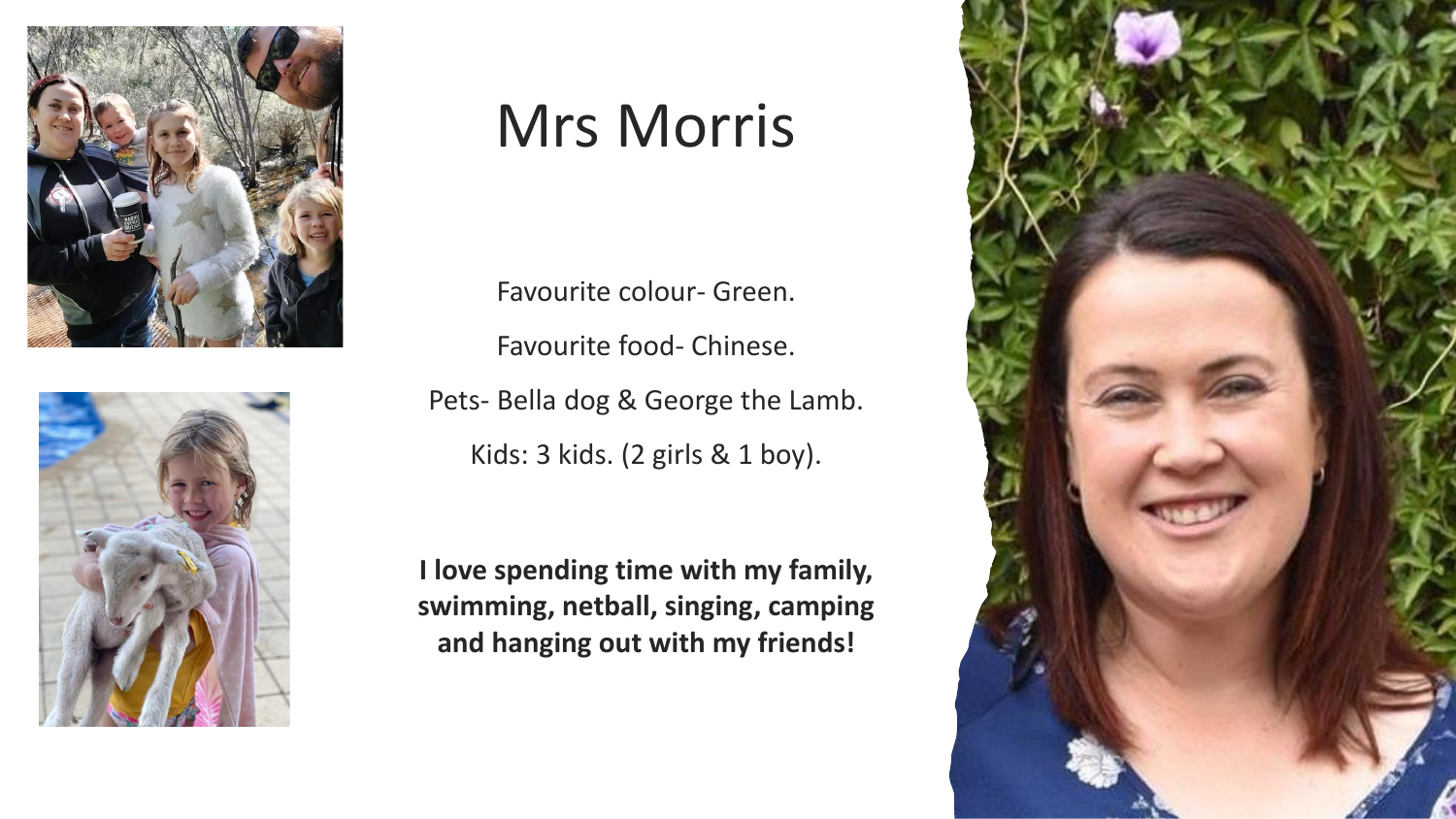# Mrs Morris

Favourite colour- Green.

Favourite food- Chinese.

Pets- Bella dog & George the Lamb.

Kids: 3 kids. (2 girls & 1 boy).

**I love spending time with my family, swimming, netball, singing, camping and hanging out with my friends!**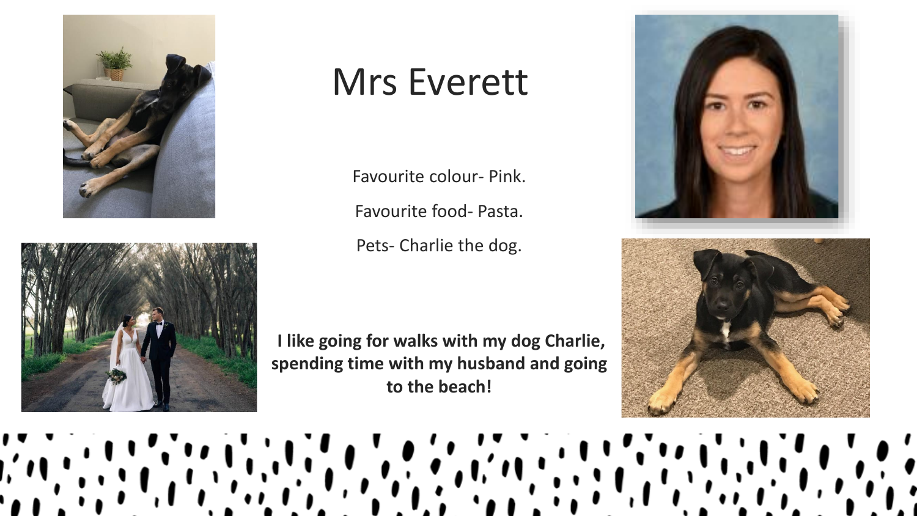# Mrs Everett

Favourite colour- Pink.

Favourite food- Pasta.

Pets- Charlie the dog.

**I like going for walks with my dog Charlie, spending time with my husband and going to the beach!**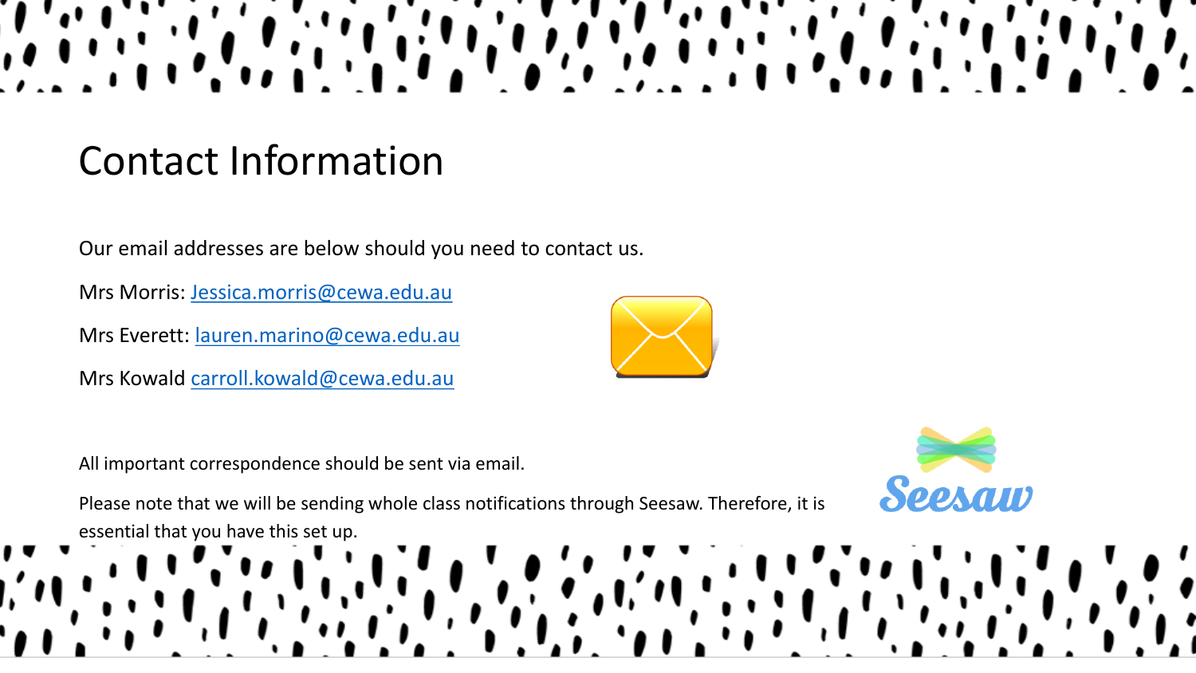# Contact Information

Our email addresses are below should you need to contact us.

Mrs Morris: Jessica.morris@cewa.edu.au

Mrs Everett: lauren.marino@cewa.edu.au

Mrs Kowald carroll.kowald@cewa.edu.au

All important correspondence should be sent via email.

Please note that we will be sending whole class notifications through Seesaw. Therefore, it is essential that you have this set up.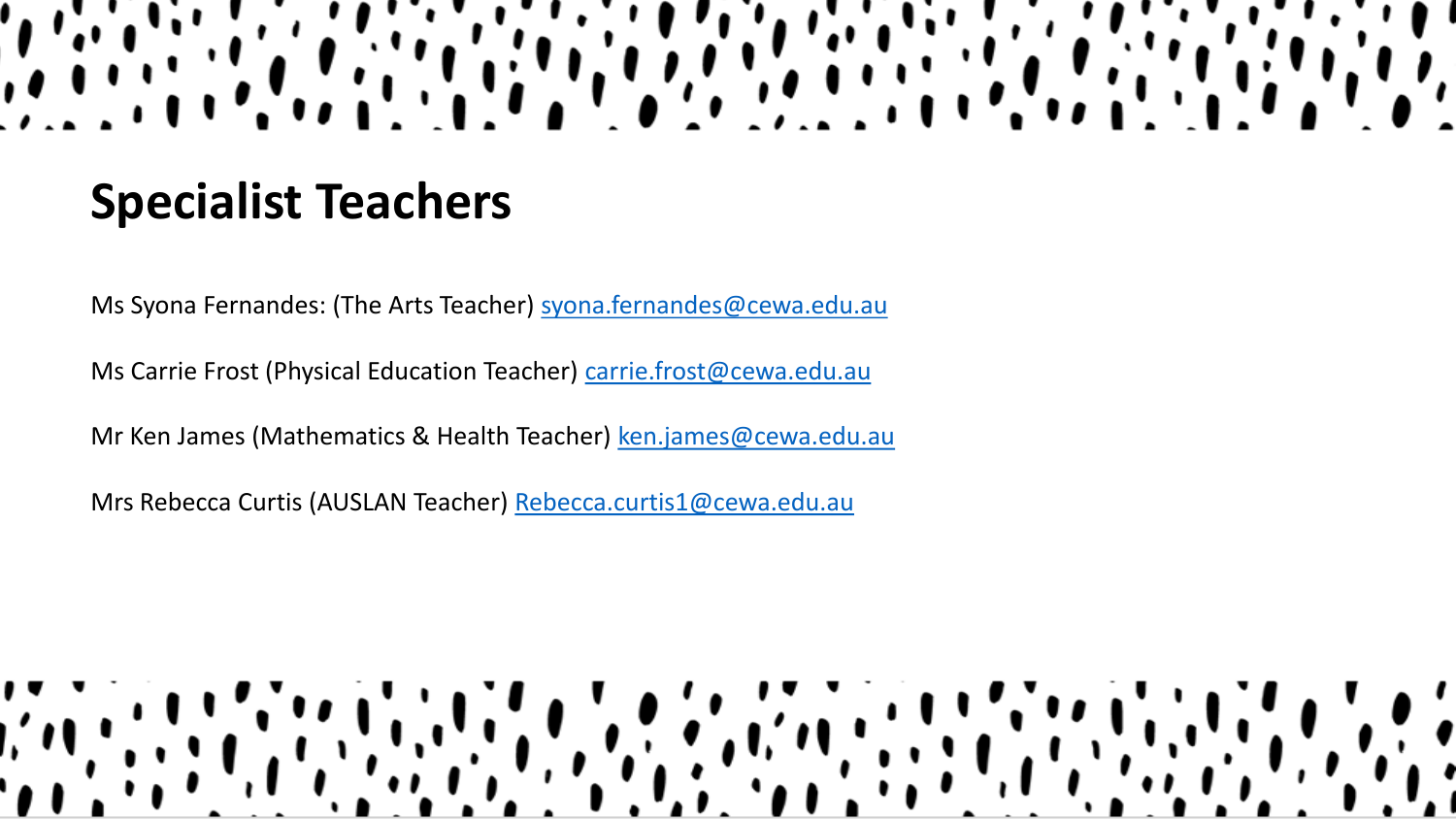# Specialist Teachers

Ms Syona Fernandes: (The Arts Teacher) syona.fernandes@cewa.edu.au

Ms Carrie Frost (Physical Education Teacher) carrie.frost@cewa.edu.au

Mr Ken James (Mathematics & Health Teacher) ken.james@cewa.edu.au

Mrs Rebecca Curtis (AUSLAN Teacher) Rebecca.curtis1@cewa.edu.au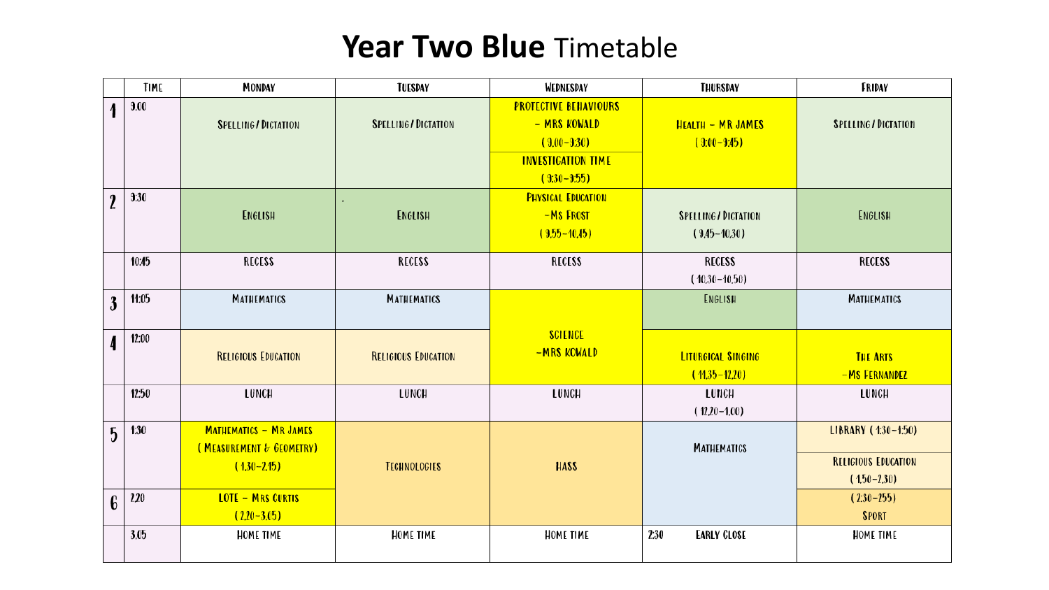# **Year Two Blue** Timetable

| | Time | Monday | Tuesday | Wednesday | Thursday | Friday |
|---|---|---|---|---|---|---|
| 1 | 9.00 | Spelling / Dictation | Spelling / Dictation | Protective Behaviours – Mrs Kowald (9.00–9.30) Investigation Time (9.30–9.55) | Health – Mr James (9:00–9:45) | Spelling / Dictation |
| 2 | 9.30 | English | . English | Physical Education –Ms Frost (9.55–10.45) | Spelling / Dictation (9.45–10.30) | English |
| | 10:45 | Recess | Recess | Recess | Recess (10.30–10.50) | Recess |
| 3 | 11:05 | Mathematics | Mathematics | Science –Mrs Kowald | English | Mathematics |
| 4 | 12:00 | Religious Education | Religious Education | | Liturgical Singing (11.35–12.20) | The Arts –Ms Fernandez |
| | 12:50 | Lunch | Lunch | Lunch | Lunch (12.20–1.00) | Lunch |
| 5 | 1.30 | Mathematics – Mr James (Measurement & Geometry) (1.30–2.15) | Technologies | HASS | Mathematics | Library (1.30–1.50) Religious Education (1.50–2.30) |
| 6 | 2.20 | LOTE – Mrs Curtis (2.20–3.05) | | | | (2.30–2.55) Sport |
| | 3.05 | Home time | Home time | Home time | 2:30 Early Close | Home time |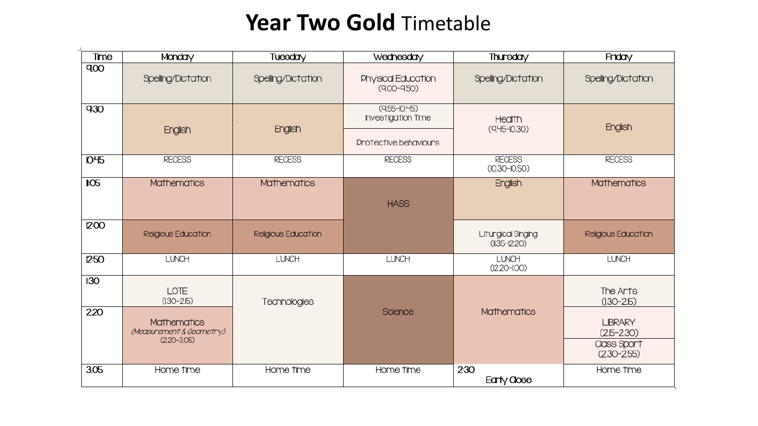# **Year Two Gold** Timetable

| Time | Monday | Tuesday | Wednesday | Thursday | Friday |
|---|---|---|---|---|---|
| 9.00 | Spelling/Dictation | Spelling/Dictation | Physical Education (9.00-9.50) | Spelling/Dictation | Spelling/Dictation |
| 9.30 | English | English | (9.55-10.45) Investigation Time<br>Protective behaviours | Health (9.45-10.30) | English |
| 10.45 | RECESS | RECESS | RECESS | RECESS (10.30-10.50) | RECESS |
| 11.05 | Mathematics | Mathematics | HASS | English | Mathematics |
| 12.00 | Religious Education | Religious Education | | Liturgical Singing (11.35-12.20) | Religious Education |
| 12.50 | LUNCH | LUNCH | LUNCH | LUNCH (12.20-1.00) | LUNCH |
| 1.30 | LOTE (1.30-2.15) | Technologies | Science | Mathematics | The Arts (1.30-2.15) |
| 2.20 | Mathematics *(Measurement & Geometry)* (2.20-3.05) | | | | LIBRARY (2.15-2.30)<br>Class Sport (2.30-2.55) |
| 3.05 | Home time | Home time | Home time | 2.30 Early Close | Home time |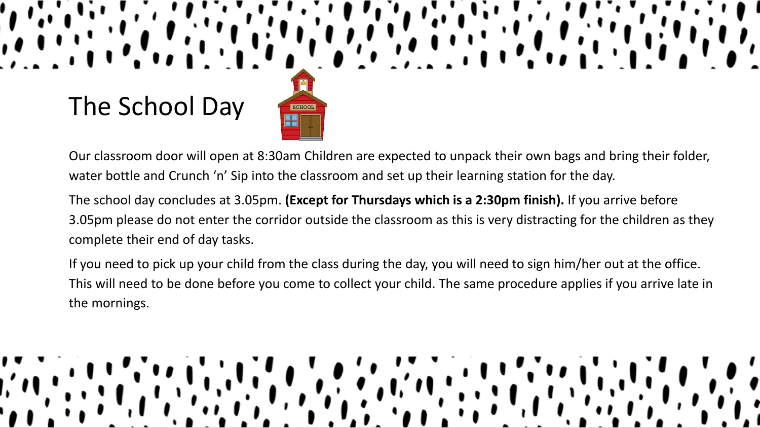# The School Day

Our classroom door will open at 8:30am Children are expected to unpack their own bags and bring their folder, water bottle and Crunch 'n' Sip into the classroom and set up their learning station for the day.

The school day concludes at 3.05pm. **(Except for Thursdays which is a 2:30pm finish).** If you arrive before 3.05pm please do not enter the corridor outside the classroom as this is very distracting for the children as they complete their end of day tasks.

If you need to pick up your child from the class during the day, you will need to sign him/her out at the office. This will need to be done before you come to collect your child. The same procedure applies if you arrive late in the mornings.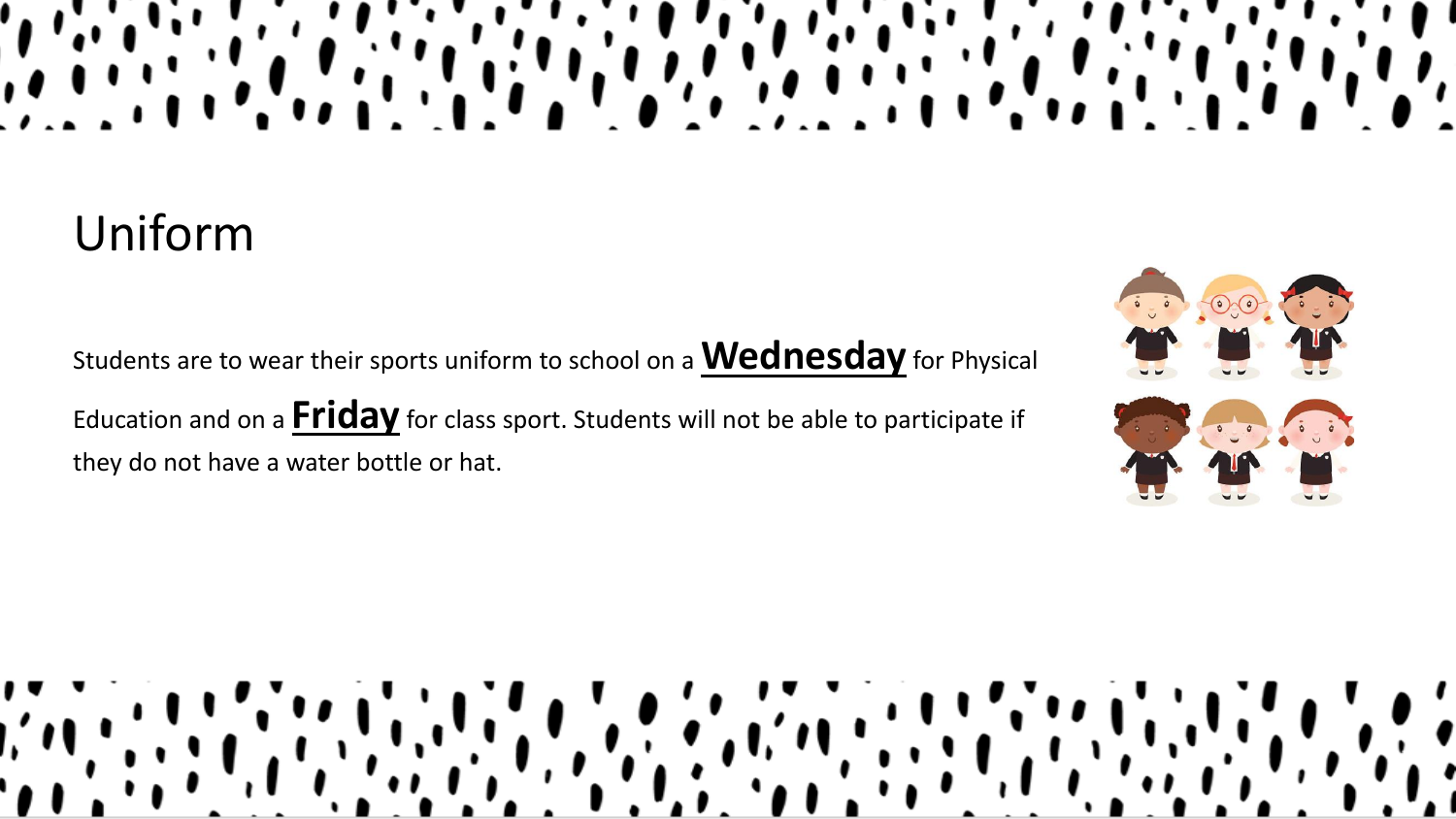# Uniform

Students are to wear their sports uniform to school on a **Wednesday** for Physical Education and on a **Friday** for class sport. Students will not be able to participate if they do not have a water bottle or hat.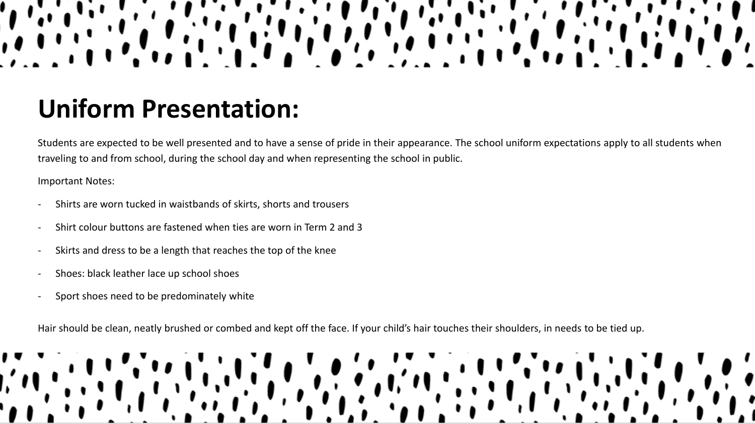# Uniform Presentation:

Students are expected to be well presented and to have a sense of pride in their appearance. The school uniform expectations apply to all students when traveling to and from school, during the school day and when representing the school in public.

Important Notes:

- Shirts are worn tucked in waistbands of skirts, shorts and trousers
- Shirt colour buttons are fastened when ties are worn in Term 2 and 3
- Skirts and dress to be a length that reaches the top of the knee
- Shoes: black leather lace up school shoes
- Sport shoes need to be predominately white

Hair should be clean, neatly brushed or combed and kept off the face. If your child's hair touches their shoulders, in needs to be tied up.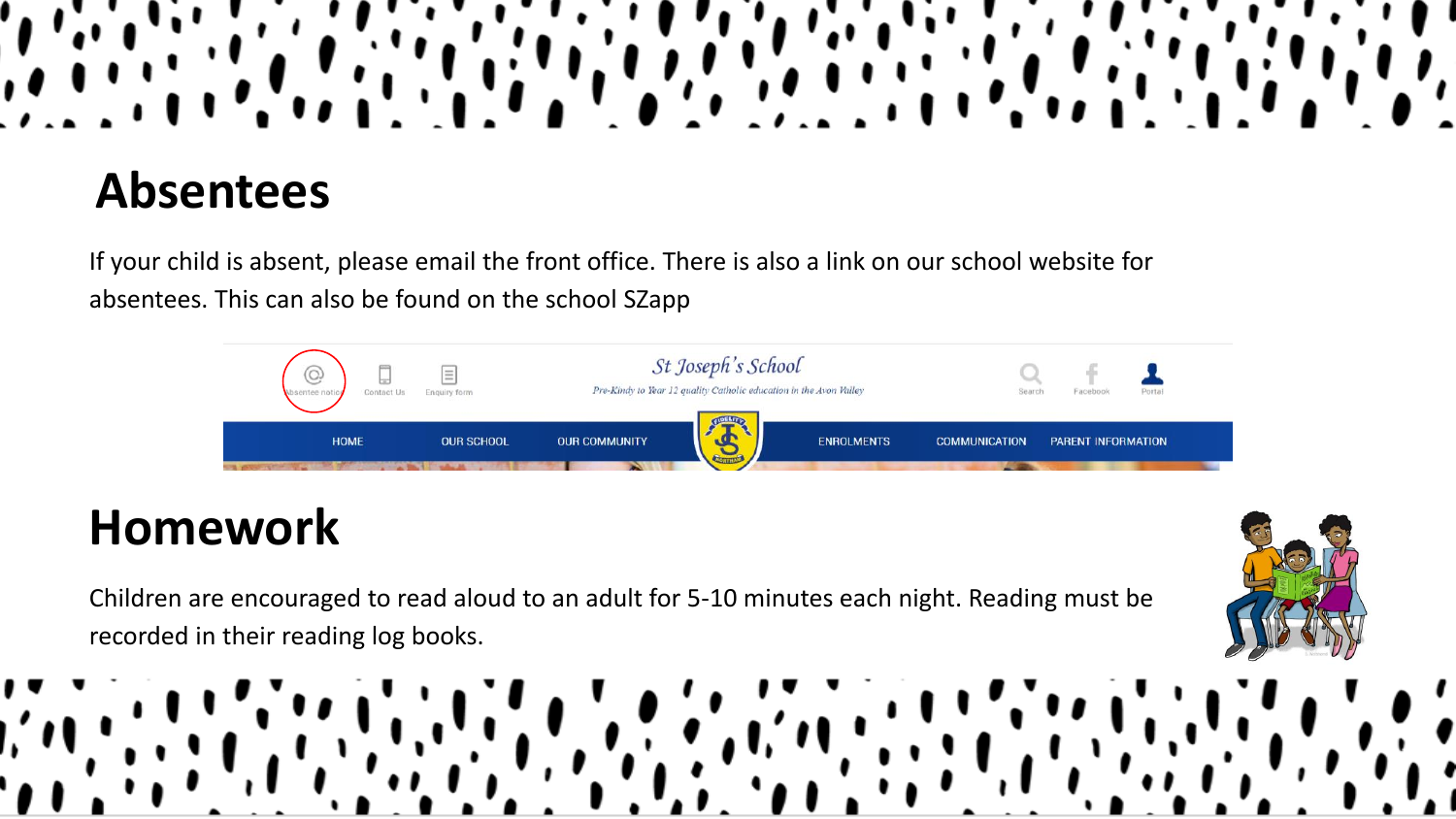# Absentees

If your child is absent, please email the front office. There is also a link on our school website for absentees. This can also be found on the school SZapp

# Homework

Children are encouraged to read aloud to an adult for 5-10 minutes each night. Reading must be recorded in their reading log books.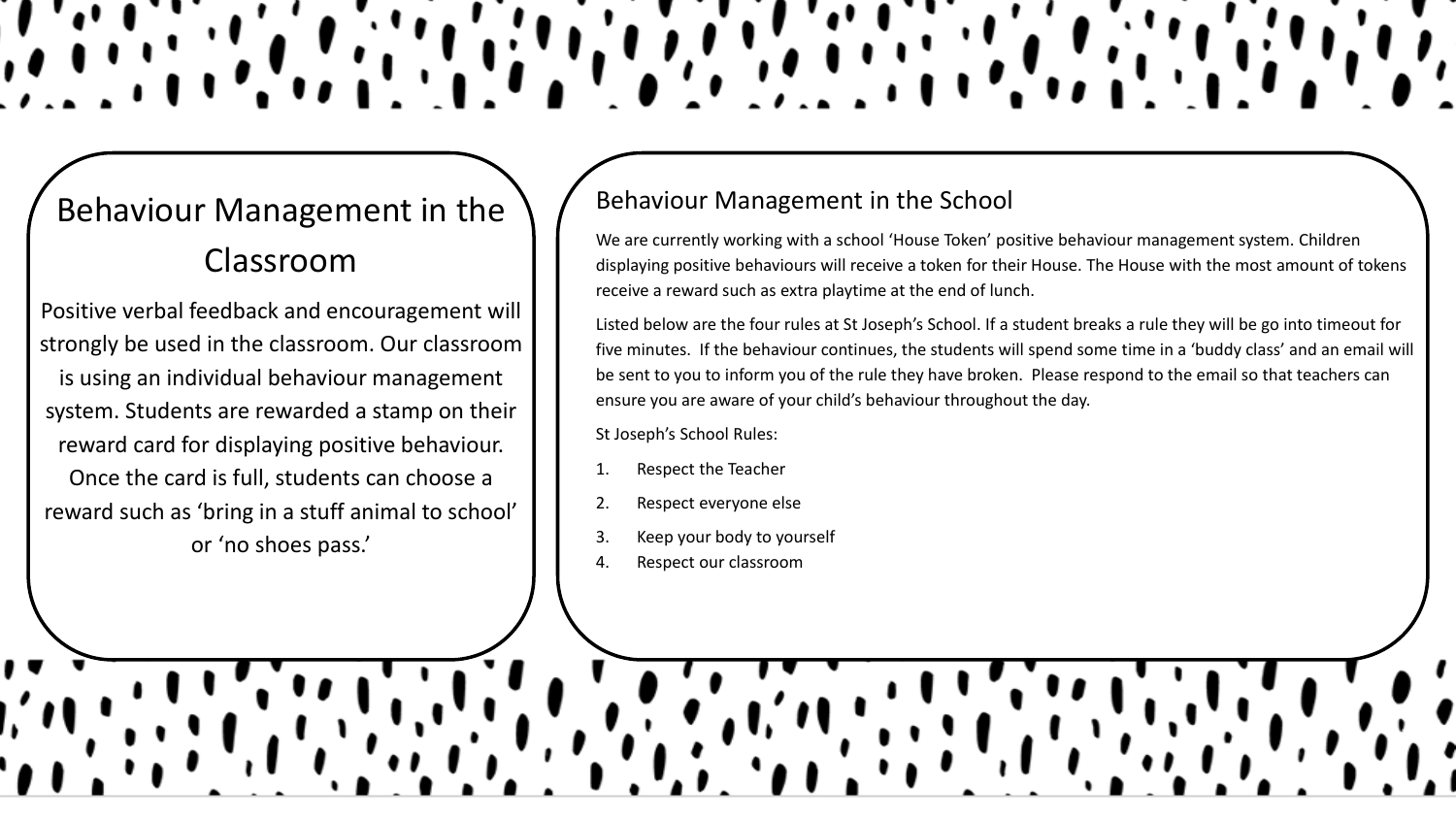## Behaviour Management in the Classroom

Positive verbal feedback and encouragement will strongly be used in the classroom. Our classroom is using an individual behaviour management system. Students are rewarded a stamp on their reward card for displaying positive behaviour. Once the card is full, students can choose a reward such as 'bring in a stuff animal to school' or 'no shoes pass.'

## Behaviour Management in the School

We are currently working with a school 'House Token' positive behaviour management system. Children displaying positive behaviours will receive a token for their House. The House with the most amount of tokens receive a reward such as extra playtime at the end of lunch.

Listed below are the four rules at St Joseph's School. If a student breaks a rule they will be go into timeout for five minutes. If the behaviour continues, the students will spend some time in a 'buddy class' and an email will be sent to you to inform you of the rule they have broken. Please respond to the email so that teachers can ensure you are aware of your child's behaviour throughout the day.

St Joseph's School Rules:

1. Respect the Teacher
2. Respect everyone else
3. Keep your body to yourself
4. Respect our classroom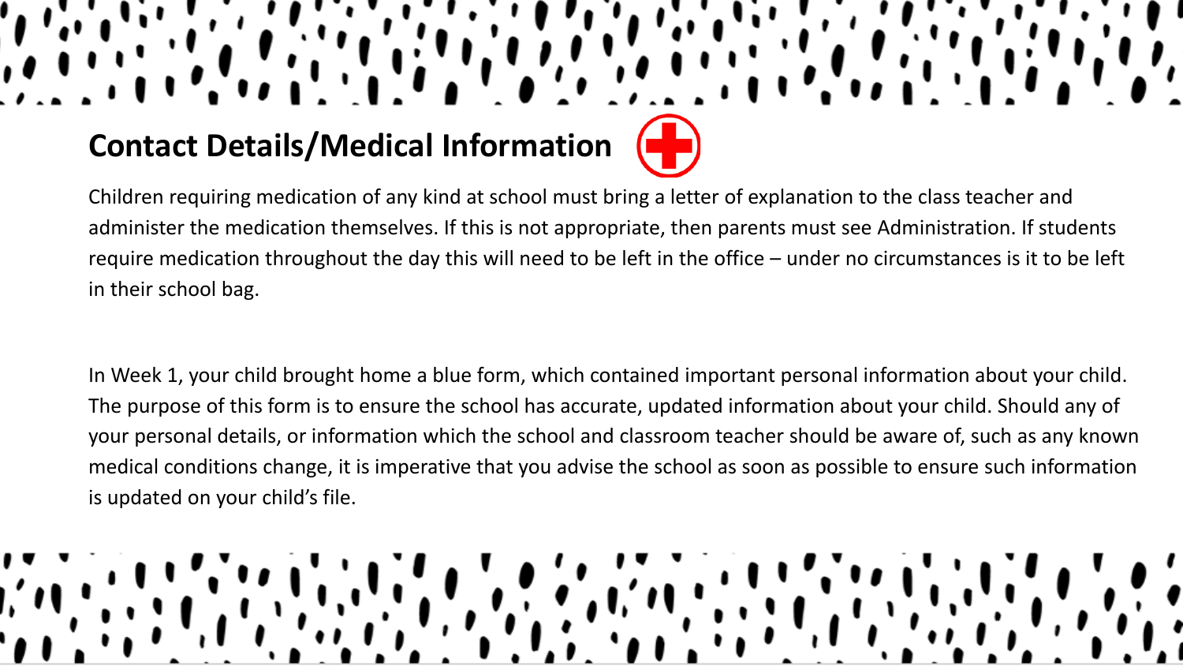## Contact Details/Medical Information

Children requiring medication of any kind at school must bring a letter of explanation to the class teacher and administer the medication themselves. If this is not appropriate, then parents must see Administration. If students require medication throughout the day this will need to be left in the office – under no circumstances is it to be left in their school bag.

In Week 1, your child brought home a blue form, which contained important personal information about your child. The purpose of this form is to ensure the school has accurate, updated information about your child. Should any of your personal details, or information which the school and classroom teacher should be aware of, such as any known medical conditions change, it is imperative that you advise the school as soon as possible to ensure such information is updated on your child's file.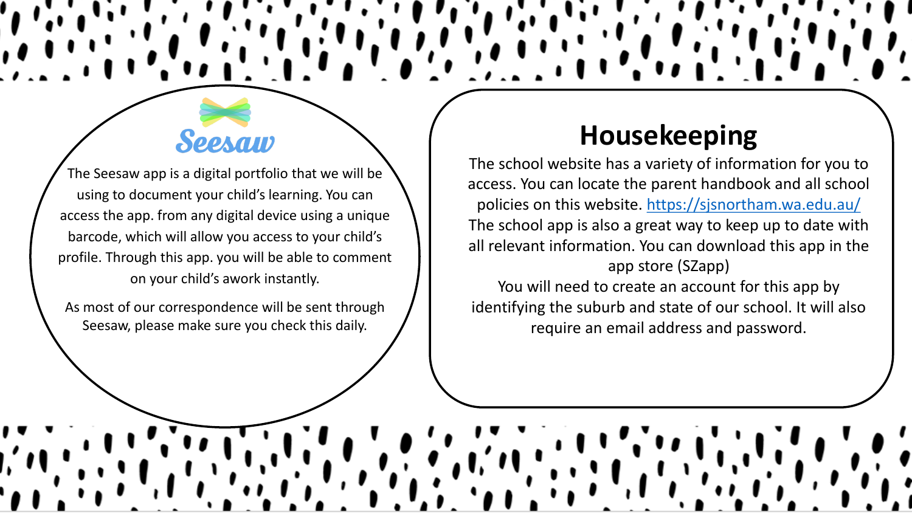## Seesaw

The Seesaw app is a digital portfolio that we will be using to document your child's learning. You can access the app. from any digital device using a unique barcode, which will allow you access to your child's profile. Through this app. you will be able to comment on your child's awork instantly.

As most of our correspondence will be sent through Seesaw, please make sure you check this daily.

## Housekeeping

The school website has a variety of information for you to access. You can locate the parent handbook and all school policies on this website. https://sjsnortham.wa.edu.au/

The school app is also a great way to keep up to date with all relevant information. You can download this app in the app store (SZapp)

You will need to create an account for this app by identifying the suburb and state of our school. It will also require an email address and password.